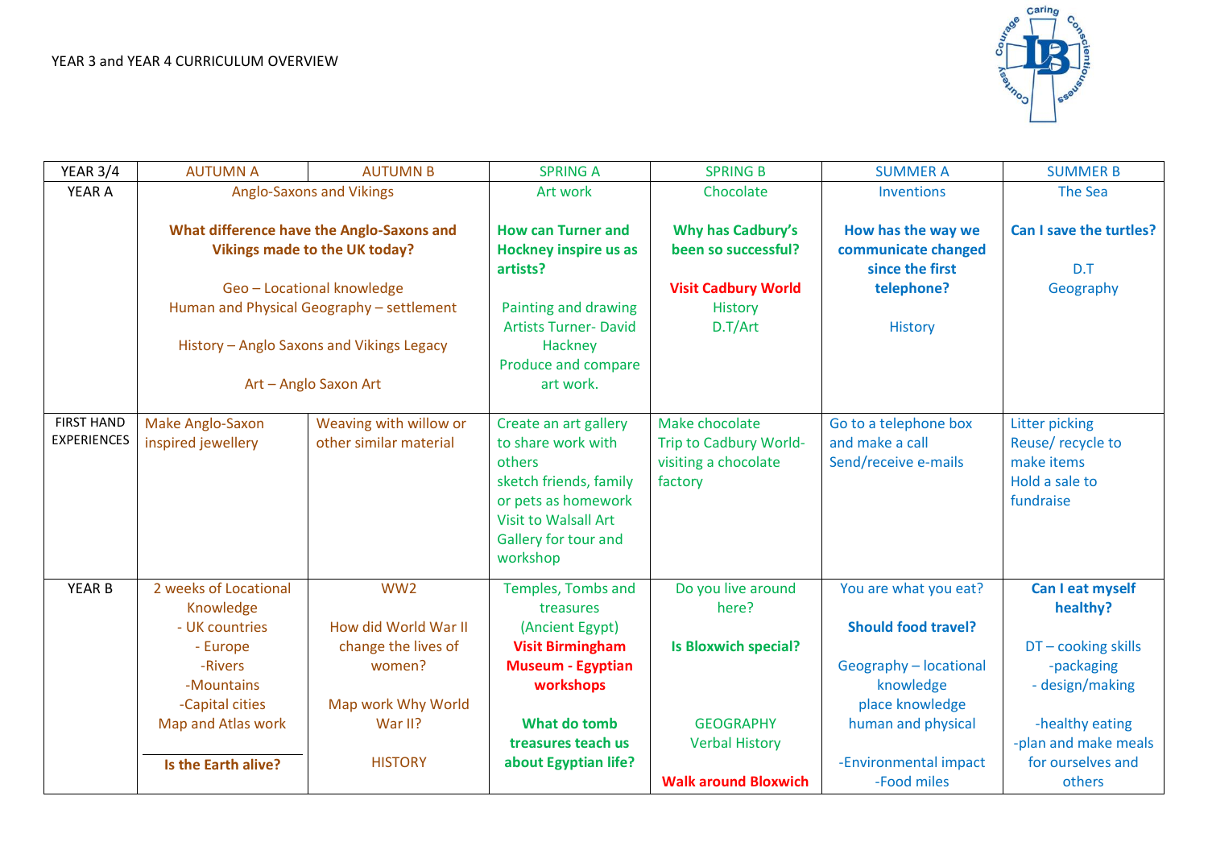# YEAR 3 and YEAR 4 CURRICULUM OVERVIEW

| YEAR 3/4 | AUTUMN A | AUTUMN B | SPRING A | SPRING B | SUMMER A | SUMMER B |
|---|---|---|---|---|---|---|
| YEAR A | Anglo-Saxons and Vikings<br><br>**What difference have the Anglo-Saxons and Vikings made to the UK today?**<br><br>Geo – Locational knowledge<br>Human and Physical Geography – settlement<br><br>History – Anglo Saxons and Vikings Legacy<br><br>Art – Anglo Saxon Art | | Art work<br><br>**How can Turner and Hockney inspire us as artists?**<br><br>Painting and drawing<br>Artists Turner- David Hackney<br>Produce and compare art work. | Chocolate<br><br>**Why has Cadbury's been so successful?**<br><br>**Visit Cadbury World**<br>History<br>D.T/Art | Inventions<br><br>**How has the way we communicate changed since the first telephone?**<br><br>History | The Sea<br><br>**Can I save the turtles?**<br><br>D.T<br>Geography |
| FIRST HAND EXPERIENCES | Make Anglo-Saxon inspired jewellery | Weaving with willow or other similar material | Create an art gallery to share work with others<br>sketch friends, family or pets as homework<br>Visit to Walsall Art Gallery for tour and workshop | Make chocolate<br>Trip to Cadbury World- visiting a chocolate factory | Go to a telephone box and make a call<br>Send/receive e-mails | Litter picking<br>Reuse/ recycle to make items<br>Hold a sale to fundraise |
| YEAR B | 2 weeks of Locational Knowledge<br>- UK countries<br>- Europe<br>-Rivers<br>-Mountains<br>-Capital cities<br>Map and Atlas work<br><br>**Is the Earth alive?** | WW2<br><br>How did World War II change the lives of women?<br><br>Map work Why World War II?<br><br>HISTORY | Temples, Tombs and treasures<br>(Ancient Egypt)<br>**Visit Birmingham Museum - Egyptian workshops**<br><br>**What do tomb treasures teach us about Egyptian life?** | Do you live around here?<br><br>**Is Bloxwich special?**<br><br>GEOGRAPHY<br>Verbal History<br><br>**Walk around Bloxwich** | You are what you eat?<br><br>**Should food travel?**<br><br>Geography – locational knowledge<br>place knowledge<br>human and physical<br><br>-Environmental impact<br>-Food miles | **Can I eat myself healthy?**<br><br>DT – cooking skills<br>-packaging<br>- design/making<br><br>-healthy eating<br>-plan and make meals for ourselves and others |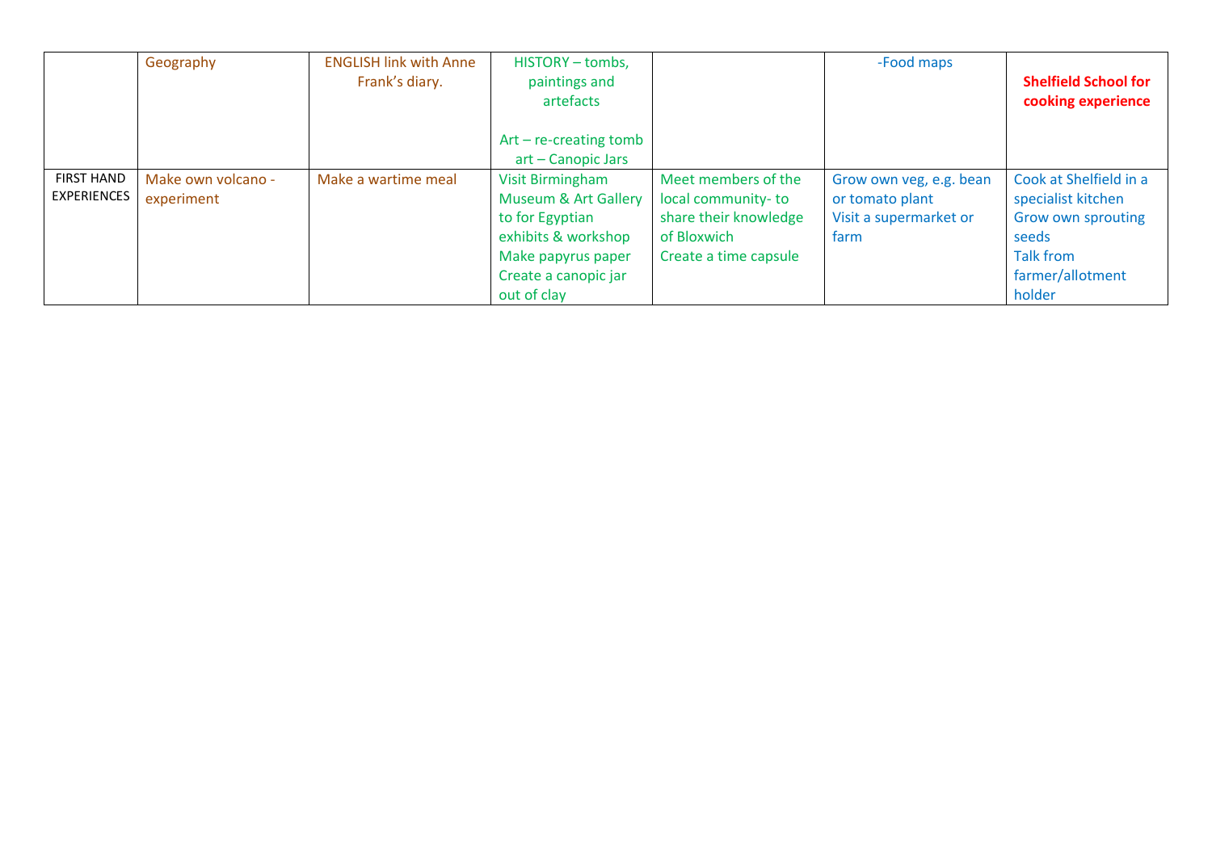| | | | | | | |
|---|---|---|---|---|---|---|
| | Geography | ENGLISH link with Anne Frank's diary. | HISTORY – tombs, paintings and artefacts<br><br>Art – re-creating tomb art – Canopic Jars | | -Food maps | **Shelfield School for cooking experience** |
| FIRST HAND EXPERIENCES | Make own volcano - experiment | Make a wartime meal | Visit Birmingham Museum & Art Gallery to for Egyptian exhibits & workshop<br>Make papyrus paper<br>Create a canopic jar out of clay | Meet members of the local community- to share their knowledge of Bloxwich<br>Create a time capsule | Grow own veg, e.g. bean or tomato plant<br>Visit a supermarket or farm | Cook at Shelfield in a specialist kitchen<br>Grow own sprouting seeds<br>Talk from farmer/allotment holder |